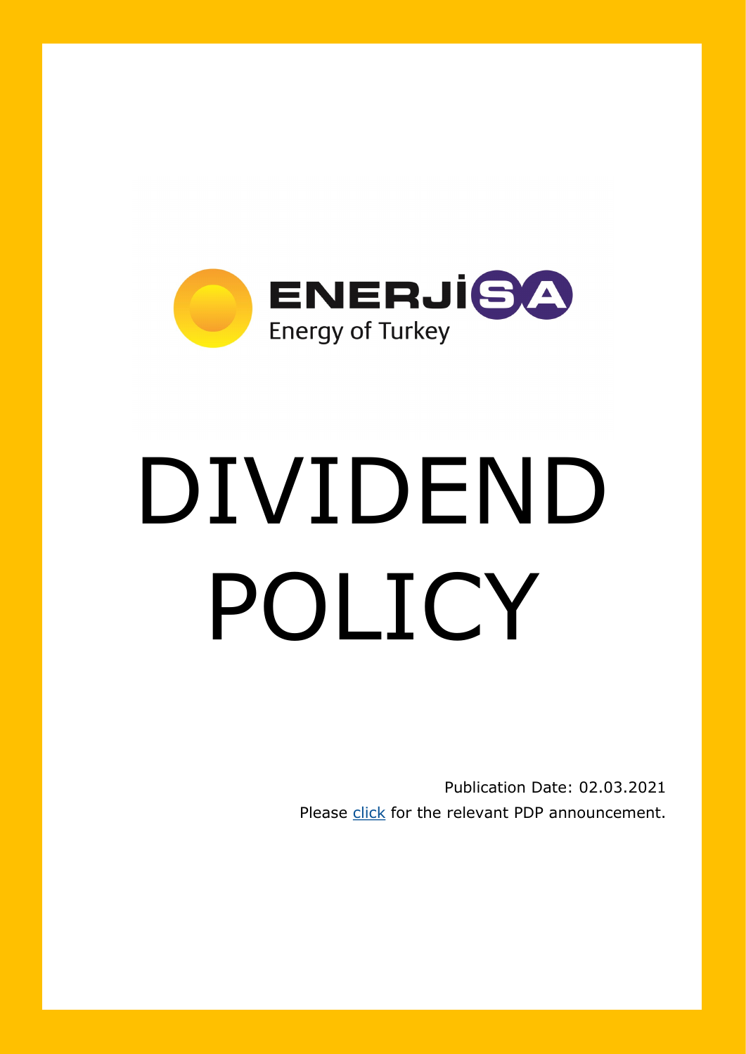ENERJİSA
Energy of Turkey

# DIVIDEND POLICY

Publication Date: 02.03.2021

Please click for the relevant PDP announcement.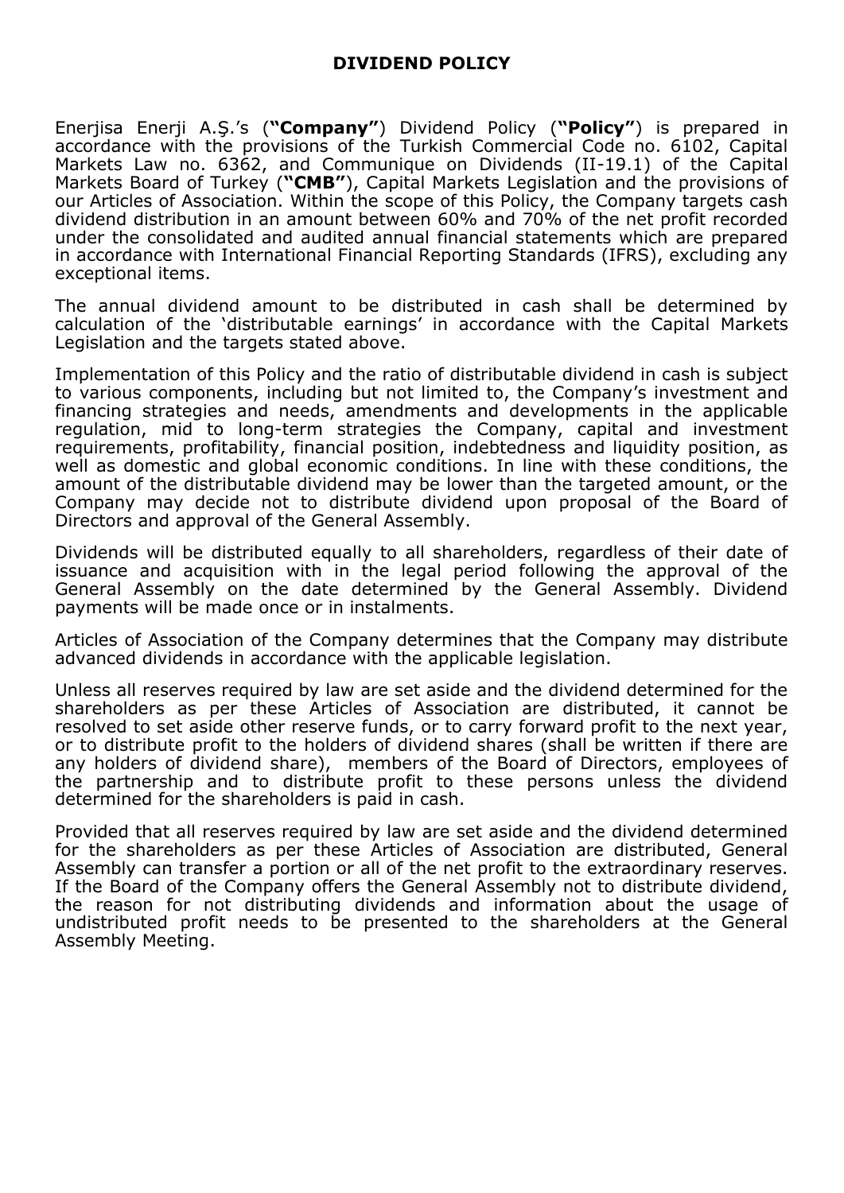# DIVIDEND POLICY

Enerjisa Enerji A.Ş.'s (**"Company"**) Dividend Policy (**"Policy"**) is prepared in accordance with the provisions of the Turkish Commercial Code no. 6102, Capital Markets Law no. 6362, and Communique on Dividends (II-19.1) of the Capital Markets Board of Turkey (**"CMB"**), Capital Markets Legislation and the provisions of our Articles of Association. Within the scope of this Policy, the Company targets cash dividend distribution in an amount between 60% and 70% of the net profit recorded under the consolidated and audited annual financial statements which are prepared in accordance with International Financial Reporting Standards (IFRS), excluding any exceptional items.

The annual dividend amount to be distributed in cash shall be determined by calculation of the 'distributable earnings' in accordance with the Capital Markets Legislation and the targets stated above.

Implementation of this Policy and the ratio of distributable dividend in cash is subject to various components, including but not limited to, the Company's investment and financing strategies and needs, amendments and developments in the applicable regulation, mid to long-term strategies the Company, capital and investment requirements, profitability, financial position, indebtedness and liquidity position, as well as domestic and global economic conditions. In line with these conditions, the amount of the distributable dividend may be lower than the targeted amount, or the Company may decide not to distribute dividend upon proposal of the Board of Directors and approval of the General Assembly.

Dividends will be distributed equally to all shareholders, regardless of their date of issuance and acquisition with in the legal period following the approval of the General Assembly on the date determined by the General Assembly. Dividend payments will be made once or in instalments.

Articles of Association of the Company determines that the Company may distribute advanced dividends in accordance with the applicable legislation.

Unless all reserves required by law are set aside and the dividend determined for the shareholders as per these Articles of Association are distributed, it cannot be resolved to set aside other reserve funds, or to carry forward profit to the next year, or to distribute profit to the holders of dividend shares (shall be written if there are any holders of dividend share), members of the Board of Directors, employees of the partnership and to distribute profit to these persons unless the dividend determined for the shareholders is paid in cash.

Provided that all reserves required by law are set aside and the dividend determined for the shareholders as per these Articles of Association are distributed, General Assembly can transfer a portion or all of the net profit to the extraordinary reserves. If the Board of the Company offers the General Assembly not to distribute dividend, the reason for not distributing dividends and information about the usage of undistributed profit needs to be presented to the shareholders at the General Assembly Meeting.